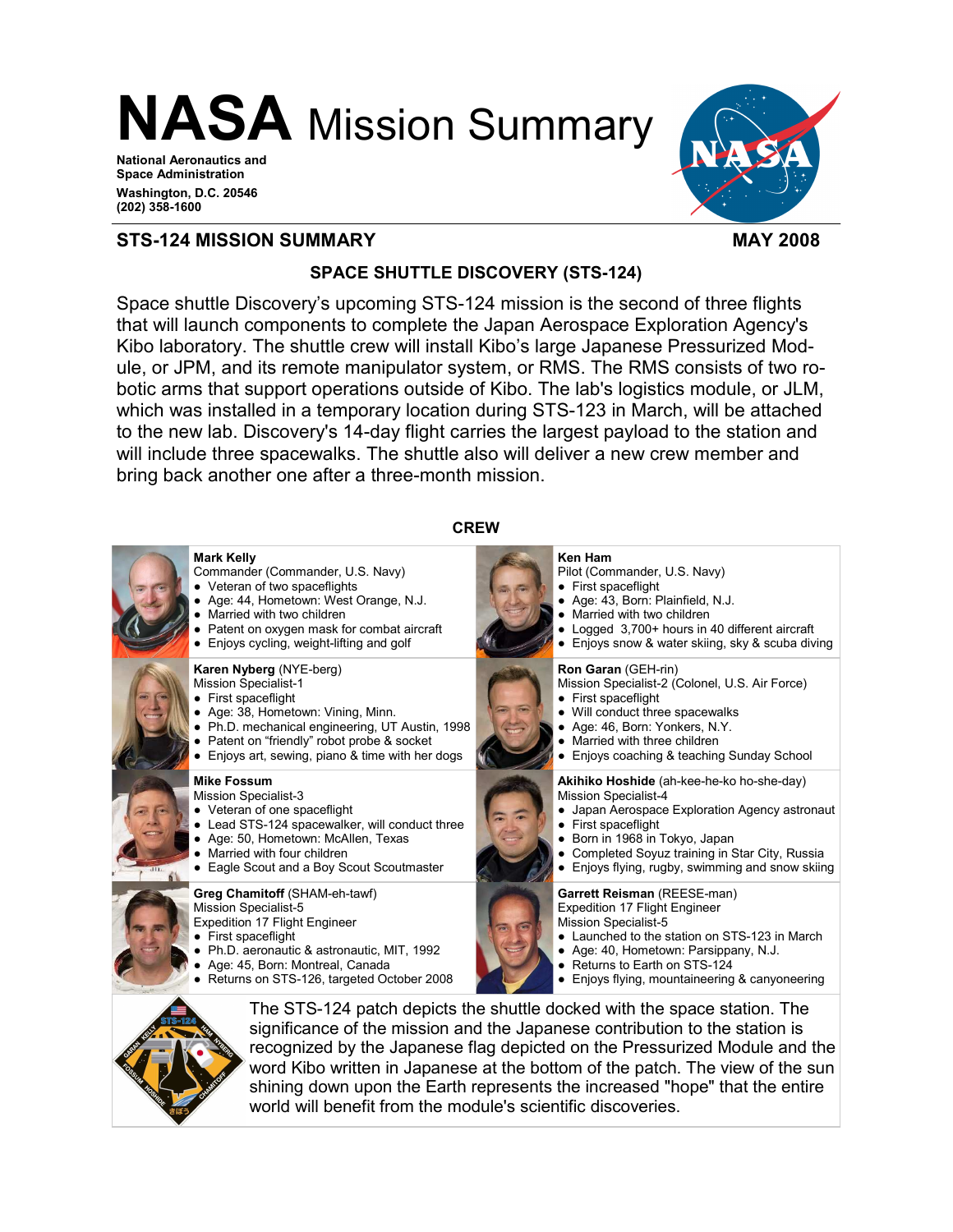# NASA Mission Summary

**National Aeronautics and Space Administration**
**Washington, D.C. 20546**
**(202) 358-1600**

## STS-124 MISSION SUMMARY — MAY 2008

### SPACE SHUTTLE DISCOVERY (STS-124)

Space shuttle Discovery's upcoming STS-124 mission is the second of three flights that will launch components to complete the Japan Aerospace Exploration Agency's Kibo laboratory. The shuttle crew will install Kibo's large Japanese Pressurized Module, or JPM, and its remote manipulator system, or RMS. The RMS consists of two robotic arms that support operations outside of Kibo. The lab's logistics module, or JLM, which was installed in a temporary location during STS-123 in March, will be attached to the new lab. Discovery's 14-day flight carries the largest payload to the station and will include three spacewalks. The shuttle also will deliver a new crew member and bring back another one after a three-month mission.

### CREW

**Mark Kelly**
Commander (Commander, U.S. Navy)
- Veteran of two spaceflights
- Age: 44, Hometown: West Orange, N.J.
- Married with two children
- Patent on oxygen mask for combat aircraft
- Enjoys cycling, weight-lifting and golf

**Ken Ham**
Pilot (Commander, U.S. Navy)
- First spaceflight
- Age: 43, Born: Plainfield, N.J.
- Married with two children
- Logged 3,700+ hours in 40 different aircraft
- Enjoys snow & water skiing, sky & scuba diving

**Karen Nyberg** (NYE-berg)
Mission Specialist-1
- First spaceflight
- Age: 38, Hometown: Vining, Minn.
- Ph.D. mechanical engineering, UT Austin, 1998
- Patent on "friendly" robot probe & socket
- Enjoys art, sewing, piano & time with her dogs

**Ron Garan** (GEH-rin)
Mission Specialist-2 (Colonel, U.S. Air Force)
- First spaceflight
- Will conduct three spacewalks
- Age: 46, Born: Yonkers, N.Y.
- Married with three children
- Enjoys coaching & teaching Sunday School

**Mike Fossum**
Mission Specialist-3
- Veteran of one spaceflight
- Lead STS-124 spacewalker, will conduct three
- Age: 50, Hometown: McAllen, Texas
- Married with four children
- Eagle Scout and a Boy Scout Scoutmaster

**Akihiko Hoshide** (ah-kee-he-ko ho-she-day)
Mission Specialist-4
- Japan Aerospace Exploration Agency astronaut
- First spaceflight
- Born in 1968 in Tokyo, Japan
- Completed Soyuz training in Star City, Russia
- Enjoys flying, rugby, swimming and snow skiing

**Greg Chamitoff** (SHAM-eh-tawf)
Mission Specialist-5
Expedition 17 Flight Engineer
- First spaceflight
- Ph.D. aeronautic & astronautic, MIT, 1992
- Age: 45, Born: Montreal, Canada
- Returns on STS-126, targeted October 2008

**Garrett Reisman** (REESE-man)
Expedition 17 Flight Engineer
Mission Specialist-5
- Launched to the station on STS-123 in March
- Age: 40, Hometown: Parsippany, N.J.
- Returns to Earth on STS-124
- Enjoys flying, mountaineering & canyoneering

The STS-124 patch depicts the shuttle docked with the space station. The significance of the mission and the Japanese contribution to the station is recognized by the Japanese flag depicted on the Pressurized Module and the word Kibo written in Japanese at the bottom of the patch. The view of the sun shining down upon the Earth represents the increased "hope" that the entire world will benefit from the module's scientific discoveries.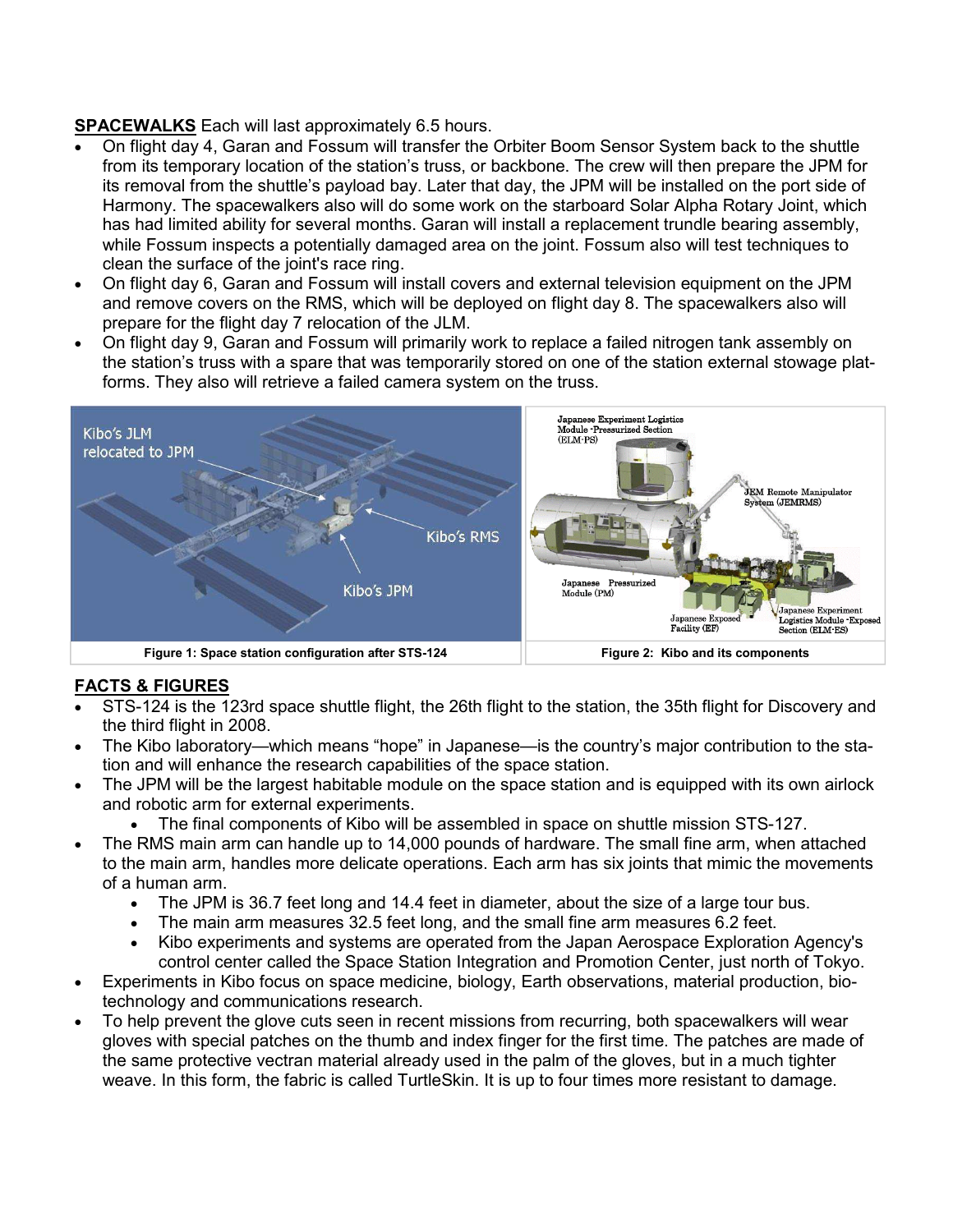**SPACEWALKS** Each will last approximately 6.5 hours.

- On flight day 4, Garan and Fossum will transfer the Orbiter Boom Sensor System back to the shuttle from its temporary location of the station's truss, or backbone. The crew will then prepare the JPM for its removal from the shuttle's payload bay. Later that day, the JPM will be installed on the port side of Harmony. The spacewalkers also will do some work on the starboard Solar Alpha Rotary Joint, which has had limited ability for several months. Garan will install a replacement trundle bearing assembly, while Fossum inspects a potentially damaged area on the joint. Fossum also will test techniques to clean the surface of the joint's race ring.
- On flight day 6, Garan and Fossum will install covers and external television equipment on the JPM and remove covers on the RMS, which will be deployed on flight day 8. The spacewalkers also will prepare for the flight day 7 relocation of the JLM.
- On flight day 9, Garan and Fossum will primarily work to replace a failed nitrogen tank assembly on the station's truss with a spare that was temporarily stored on one of the station external stowage platforms. They also will retrieve a failed camera system on the truss.

Kibo's JLM relocated to JPM

Kibo's RMS

Kibo's JPM

**Figure 1: Space station configuration after STS-124**

Japanese Experiment Logistics Module -Pressurized Section (ELM-PS)

JEM Remote Manipulator System (JEMRMS)

Japanese Pressurized Module (PM)

Japanese Exposed Facility (EF)

Japanese Experiment Logistics Module -Exposed Section (ELM-ES)

**Figure 2: Kibo and its components**

**FACTS & FIGURES**

- STS-124 is the 123rd space shuttle flight, the 26th flight to the station, the 35th flight for Discovery and the third flight in 2008.
- The Kibo laboratory—which means "hope" in Japanese—is the country's major contribution to the station and will enhance the research capabilities of the space station.
- The JPM will be the largest habitable module on the space station and is equipped with its own airlock and robotic arm for external experiments.
  - The final components of Kibo will be assembled in space on shuttle mission STS-127.
- The RMS main arm can handle up to 14,000 pounds of hardware. The small fine arm, when attached to the main arm, handles more delicate operations. Each arm has six joints that mimic the movements of a human arm.
  - The JPM is 36.7 feet long and 14.4 feet in diameter, about the size of a large tour bus.
  - The main arm measures 32.5 feet long, and the small fine arm measures 6.2 feet.
  - Kibo experiments and systems are operated from the Japan Aerospace Exploration Agency's control center called the Space Station Integration and Promotion Center, just north of Tokyo.
- Experiments in Kibo focus on space medicine, biology, Earth observations, material production, biotechnology and communications research.
- To help prevent the glove cuts seen in recent missions from recurring, both spacewalkers will wear gloves with special patches on the thumb and index finger for the first time. The patches are made of the same protective vectran material already used in the palm of the gloves, but in a much tighter weave. In this form, the fabric is called TurtleSkin. It is up to four times more resistant to damage.